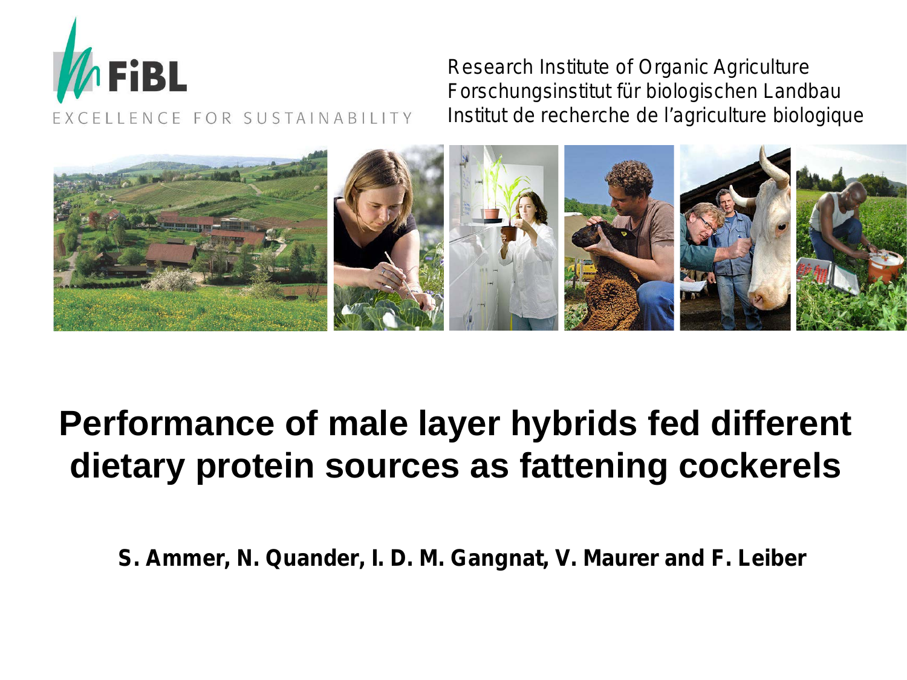FiBL

EXCELLENCE FOR SUSTAINABILITY

Research Institute of Organic Agriculture
Forschungsinstitut für biologischen Landbau
Institut de recherche de l'agriculture biologique

# Performance of male layer hybrids fed different dietary protein sources as fattening cockerels

**S. Ammer, N. Quander, I. D. M. Gangnat, V. Maurer and F. Leiber**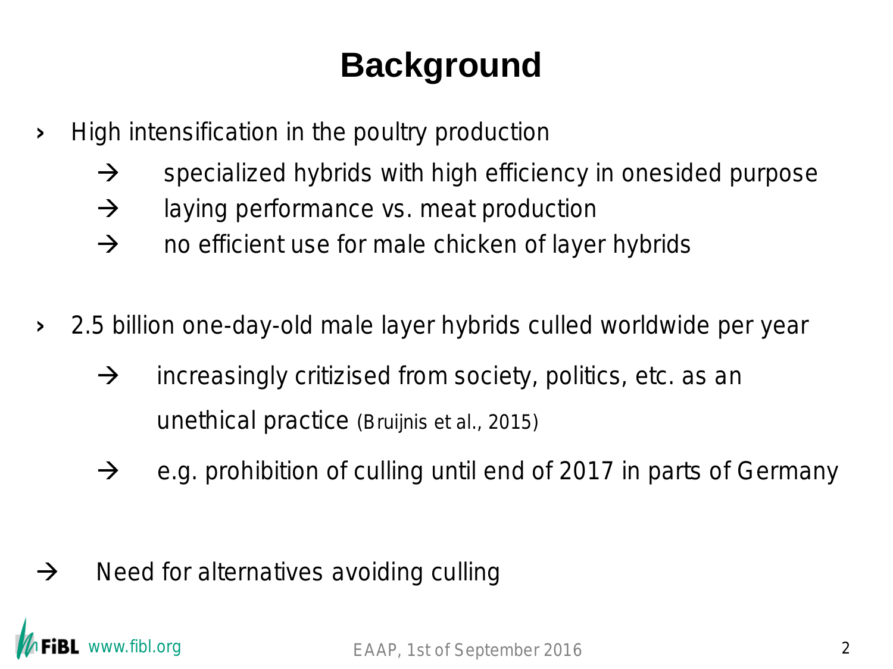# Background

- High intensification in the poultry production
  - → specialized hybrids with high efficiency in onesided purpose
  - → laying performance vs. meat production
  - → no efficient use for male chicken of layer hybrids

- 2.5 billion one-day-old male layer hybrids culled worldwide per year
  - → increasingly critizised from society, politics, etc. as an unethical practice (Bruijnis et al., 2015)
  - → e.g. prohibition of culling until end of 2017 in parts of Germany

→ Need for alternatives avoiding culling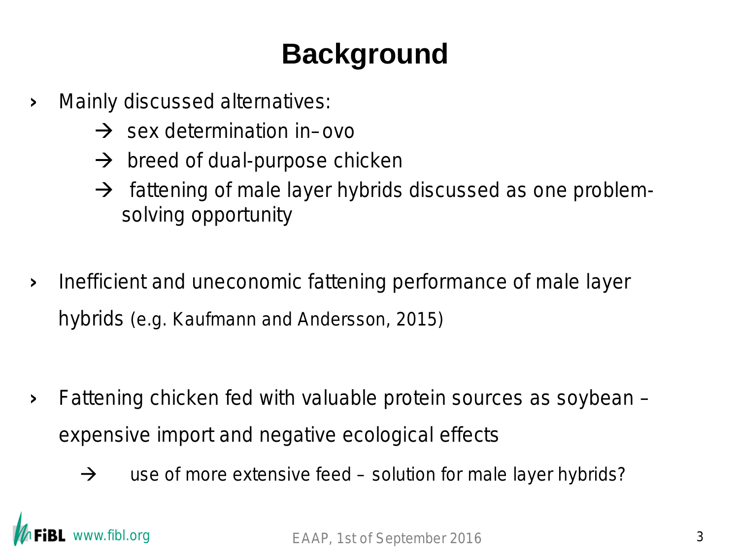# Background

- Mainly discussed alternatives:
  - → sex determination in–ovo
  - → breed of dual-purpose chicken
  - → fattening of male layer hybrids discussed as one problem-solving opportunity

- Inefficient and uneconomic fattening performance of male layer hybrids (e.g. Kaufmann and Andersson, 2015)

- Fattening chicken fed with valuable protein sources as soybean – expensive import and negative ecological effects
  - → use of more extensive feed – solution for male layer hybrids?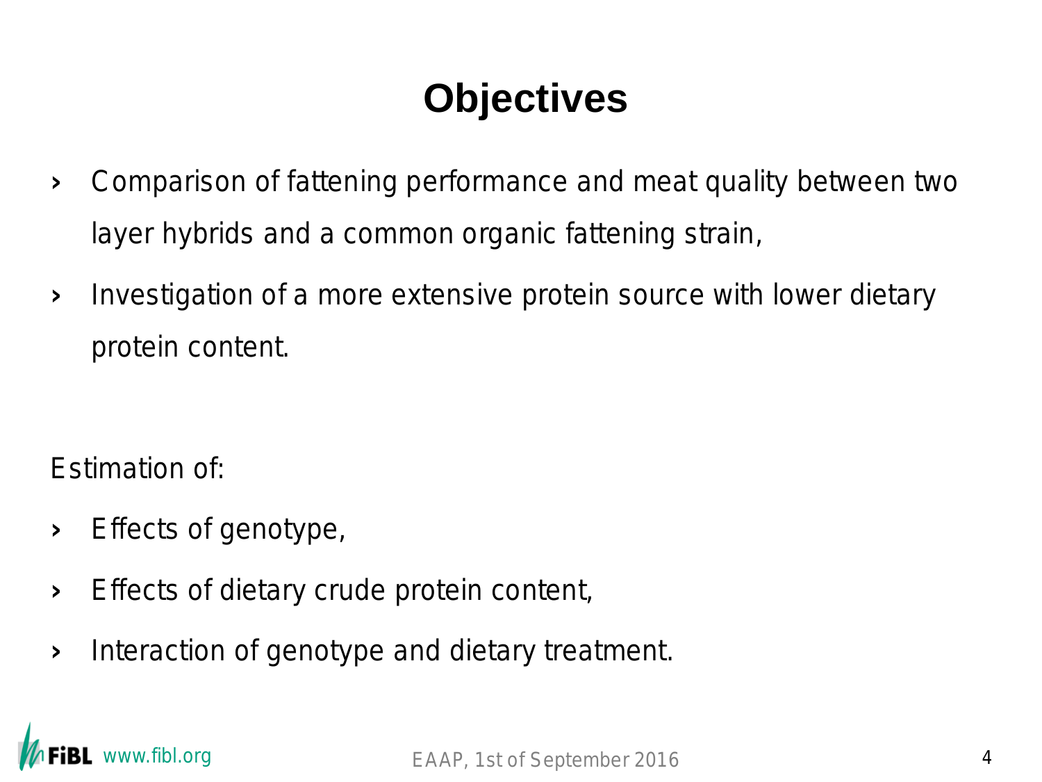# Objectives

- Comparison of fattening performance and meat quality between two layer hybrids and a common organic fattening strain,
- Investigation of a more extensive protein source with lower dietary protein content.

Estimation of:

- Effects of genotype,
- Effects of dietary crude protein content,
- Interaction of genotype and dietary treatment.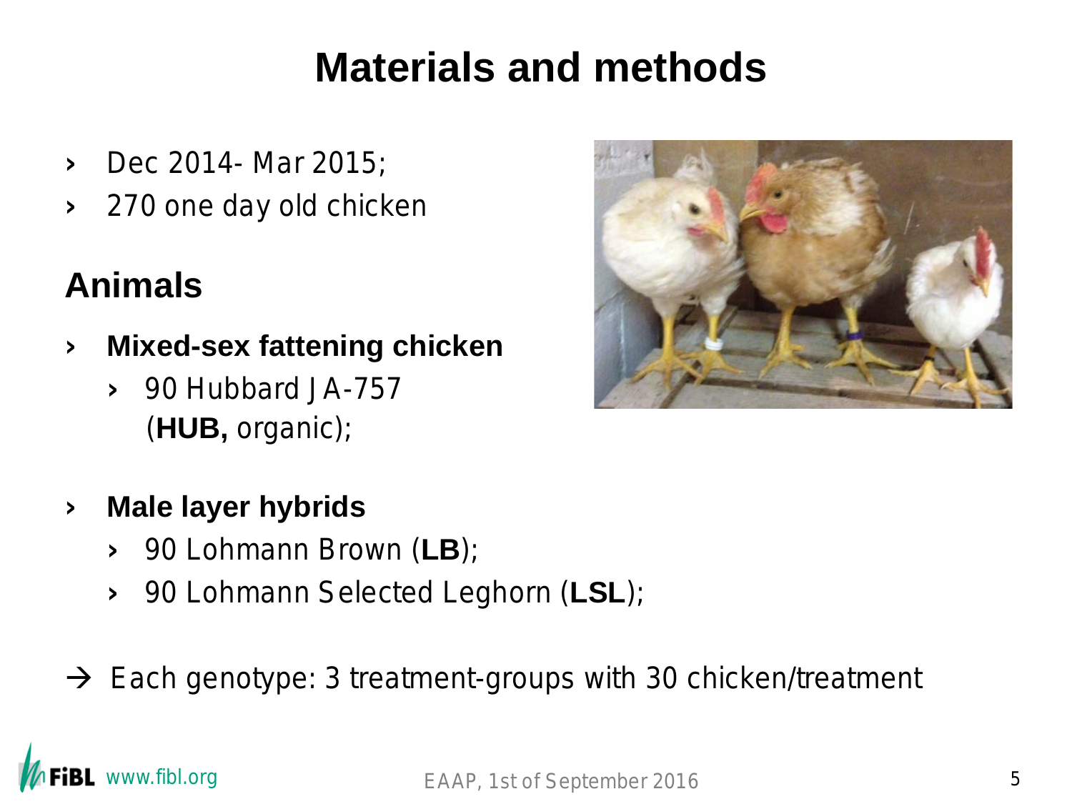# Materials and methods

- Dec 2014- Mar 2015;
- 270 one day old chicken

## Animals

- **Mixed-sex fattening chicken**
  - 90 Hubbard JA-757 (**HUB,** organic);
- **Male layer hybrids**
  - 90 Lohmann Brown (**LB**);
  - 90 Lohmann Selected Leghorn (**LSL**);

→ Each genotype: 3 treatment-groups with 30 chicken/treatment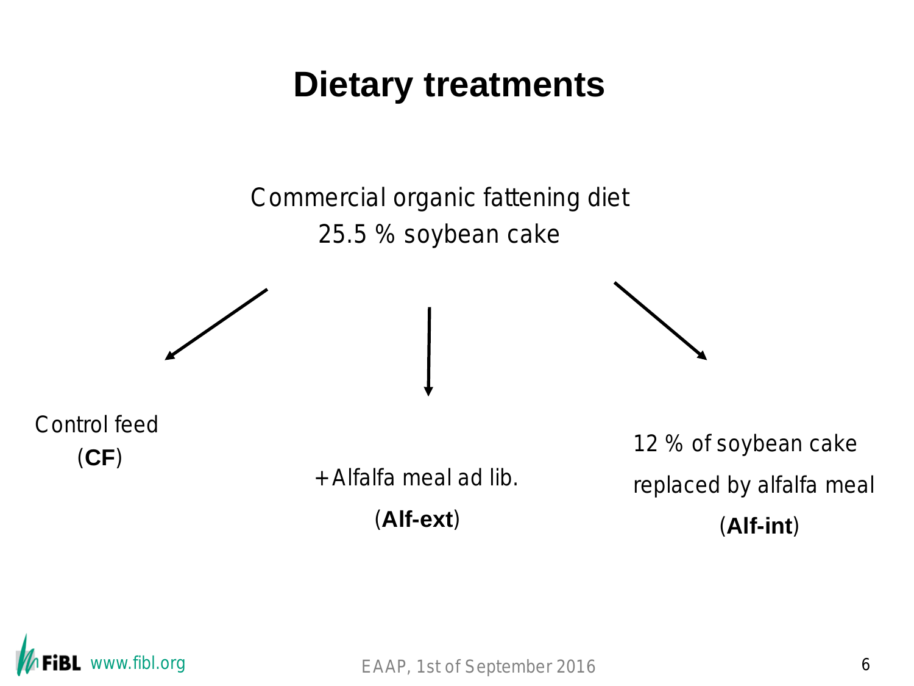# Dietary treatments

Commercial organic fattening diet
25.5 % soybean cake

- Control feed (**CF**)
- + Alfalfa meal ad lib. (**Alf-ext**)
- 12 % of soybean cake replaced by alfalfa meal (**Alf-int**)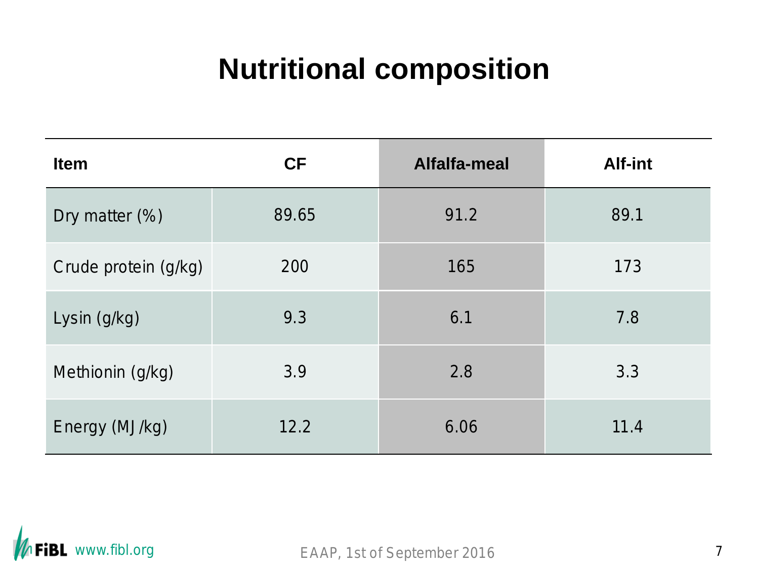# Nutritional composition

| Item | CF | Alfalfa-meal | Alf-int |
|---|---|---|---|
| Dry matter (%) | 89.65 | 91.2 | 89.1 |
| Crude protein (g/kg) | 200 | 165 | 173 |
| Lysin (g/kg) | 9.3 | 6.1 | 7.8 |
| Methionin (g/kg) | 3.9 | 2.8 | 3.3 |
| Energy (MJ/kg) | 12.2 | 6.06 | 11.4 |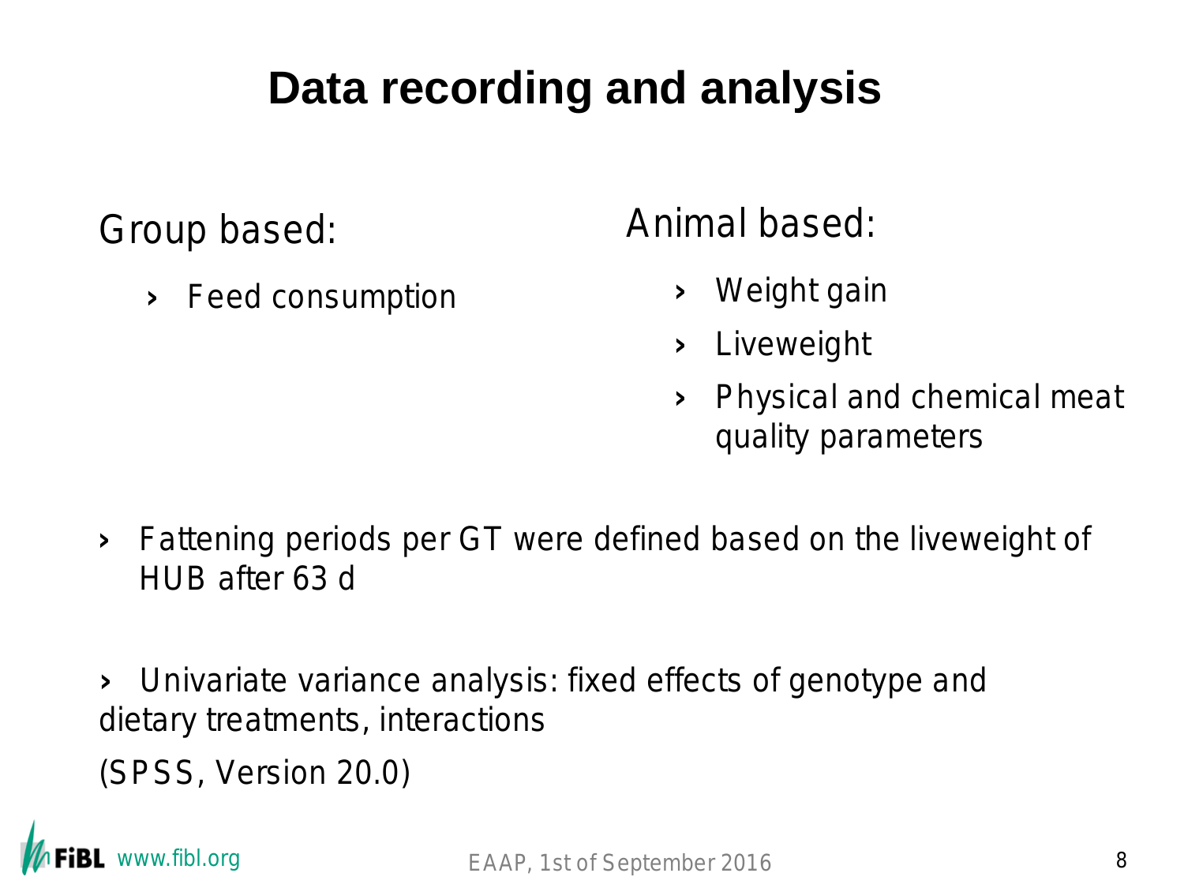# Data recording and analysis

Group based:

- Feed consumption

Animal based:

- Weight gain
- Liveweight
- Physical and chemical meat quality parameters

- Fattening periods per GT were defined based on the liveweight of HUB after 63 d

- Univariate variance analysis: fixed effects of genotype and dietary treatments, interactions

(SPSS, Version 20.0)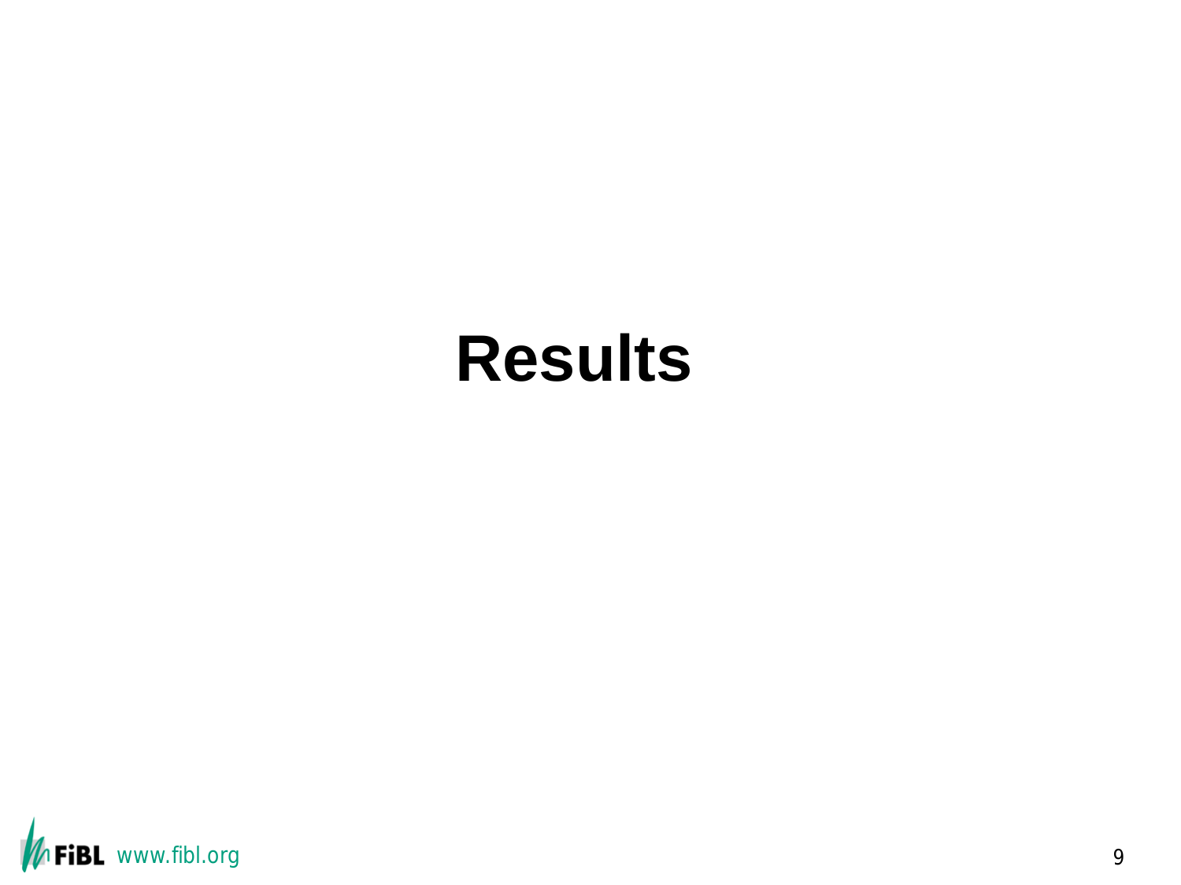# Results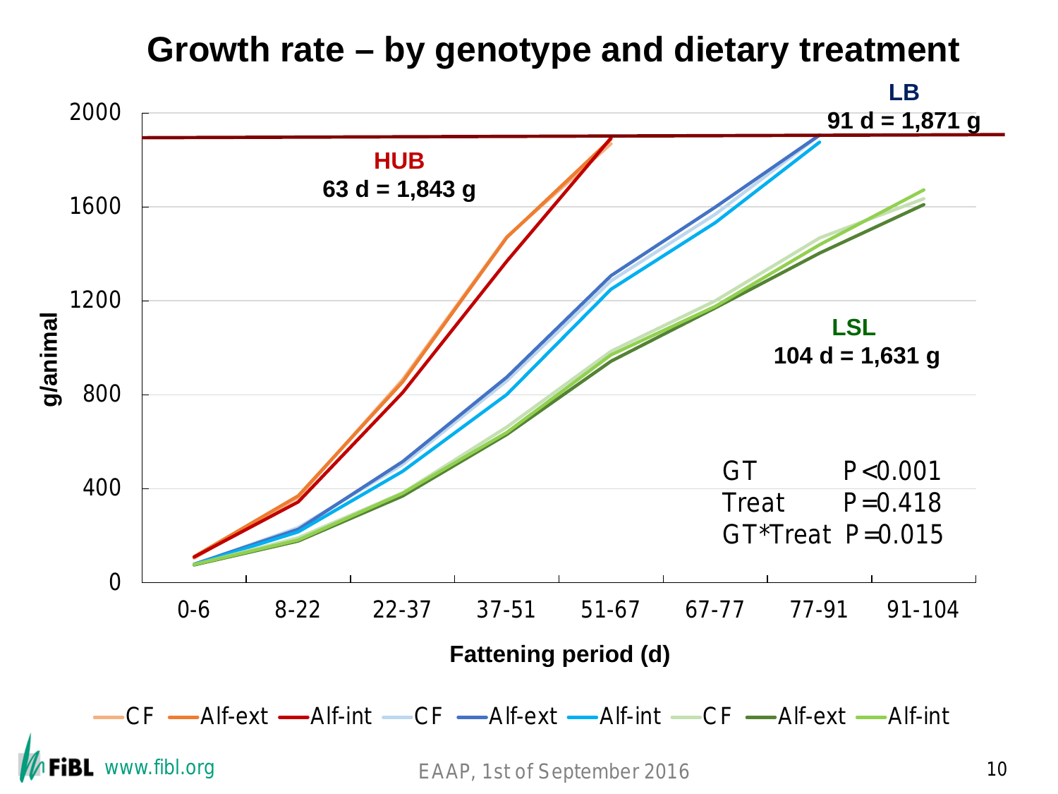# Growth rate – by genotype and dietary treatment

**HUB**
**63 d = 1,843 g**

**LB**
**91 d = 1,871 g**

**LSL**
**104 d = 1,631 g**

g/animal

Fattening period (d)

0-6, 8-22, 22-37, 37-51, 51-67, 67-77, 77-91, 91-104

| | |
|---|---|
| GT | $P<0.001$ |
| Treat | $P=0.418$ |
| GT*Treat | $P=0.015$ |

CF, Alf-ext, Alf-int, CF, Alf-ext, Alf-int, CF, Alf-ext, Alf-int

FiBL www.fibl.org

EAAP, 1st of September 2016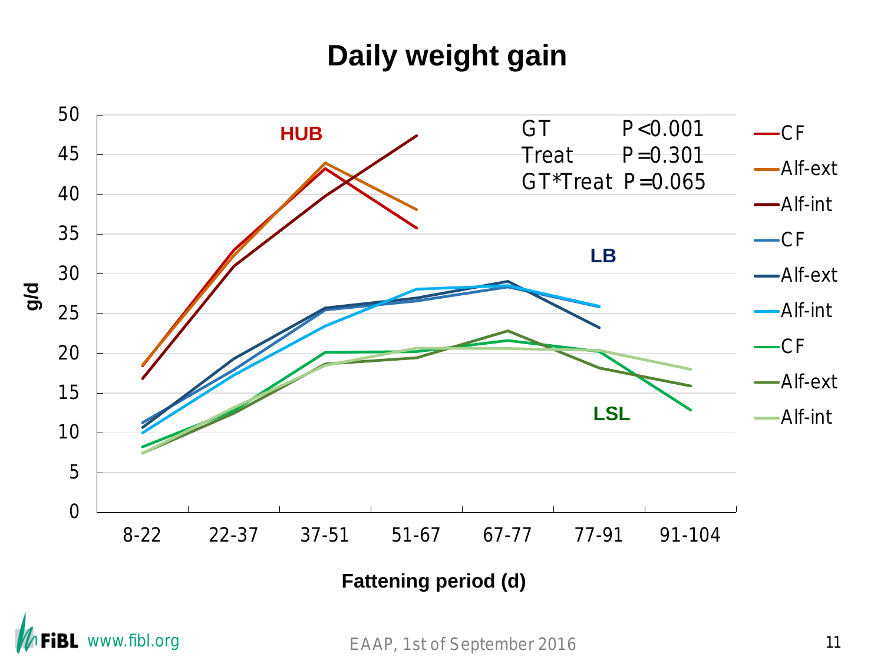# Daily weight gain

| | |
|---|---|
| GT | $P < 0.001$ |
| Treat | $P = 0.301$ |
| GT*Treat | $P = 0.065$ |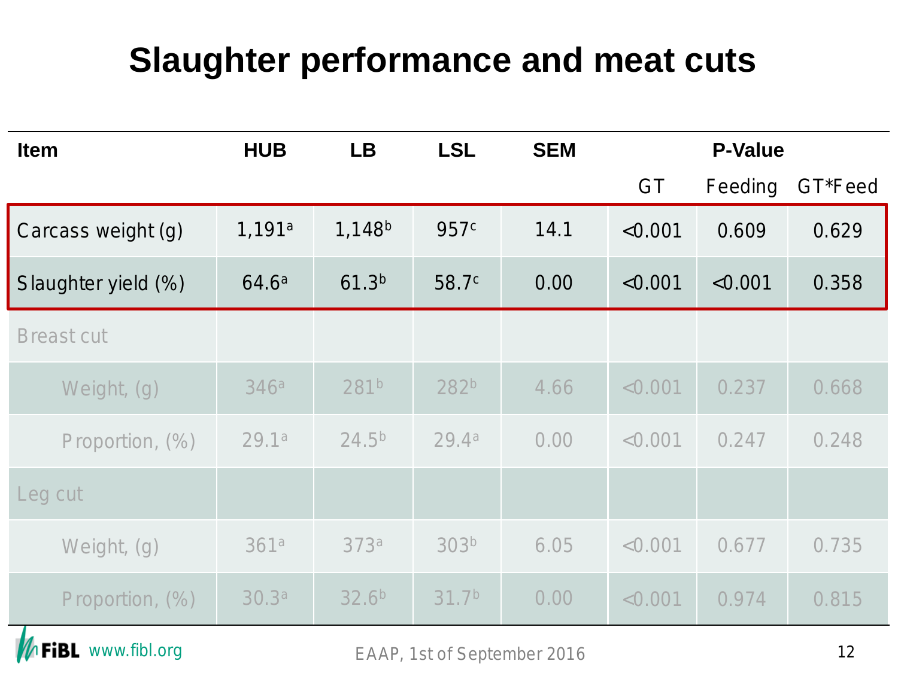# Slaughter performance and meat cuts

| Item | HUB | LB | LSL | SEM | P-Value | | |
|---|---|---|---|---|---|---|---|
| | | | | | GT | Feeding | GT*Feed |
| Carcass weight (g) | 1,191[a] | 1,148[b] | 957[c] | 14.1 | <0.001 | 0.609 | 0.629 |
| Slaughter yield (%) | 64.6[a] | 61.3[b] | 58.7[c] | 0.00 | <0.001 | <0.001 | 0.358 |
| Breast cut | | | | | | | |
| Weight, (g) | 346[a] | 281[b] | 282[b] | 4.66 | <0.001 | 0.237 | 0.668 |
| Proportion, (%) | 29.1[a] | 24.5[b] | 29.4[a] | 0.00 | <0.001 | 0.247 | 0.248 |
| Leg cut | | | | | | | |
| Weight, (g) | 361[a] | 373[a] | 303[b] | 6.05 | <0.001 | 0.677 | 0.735 |
| Proportion, (%) | 30.3[a] | 32.6[b] | 31.7[b] | 0.00 | <0.001 | 0.974 | 0.815 |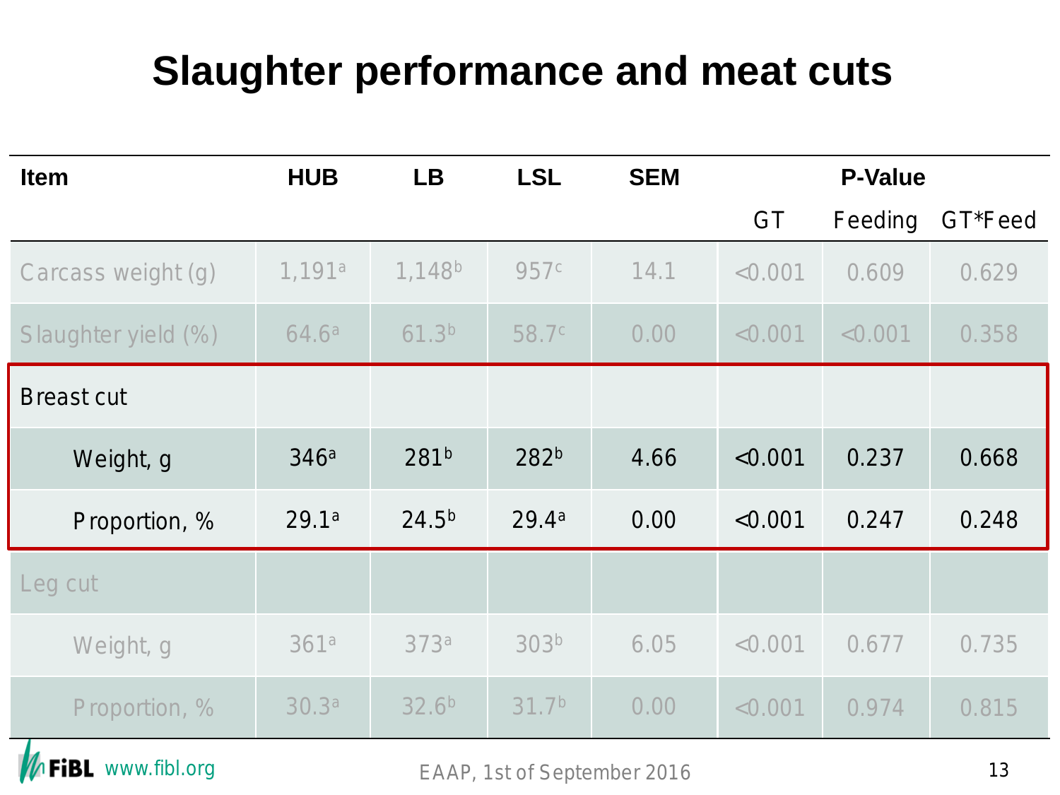# Slaughter performance and meat cuts

| Item | HUB | LB | LSL | SEM | P-Value | | |
|---|---|---|---|---|---|---|---|
| | | | | | GT | Feeding | GT*Feed |
| Carcass weight (g) | 1,191[a] | 1,148[b] | 957[c] | 14.1 | <0.001 | 0.609 | 0.629 |
| Slaughter yield (%) | 64.6[a] | 61.3[b] | 58.7[c] | 0.00 | <0.001 | <0.001 | 0.358 |
| Breast cut | | | | | | | |
| Weight, g | 346[a] | 281[b] | 282[b] | 4.66 | <0.001 | 0.237 | 0.668 |
| Proportion, % | 29.1[a] | 24.5[b] | 29.4[a] | 0.00 | <0.001 | 0.247 | 0.248 |
| Leg cut | | | | | | | |
| Weight, g | 361[a] | 373[a] | 303[b] | 6.05 | <0.001 | 0.677 | 0.735 |
| Proportion, % | 30.3[a] | 32.6[b] | 31.7[b] | 0.00 | <0.001 | 0.974 | 0.815 |

FiBL www.fibl.org

EAAP, 1st of September 2016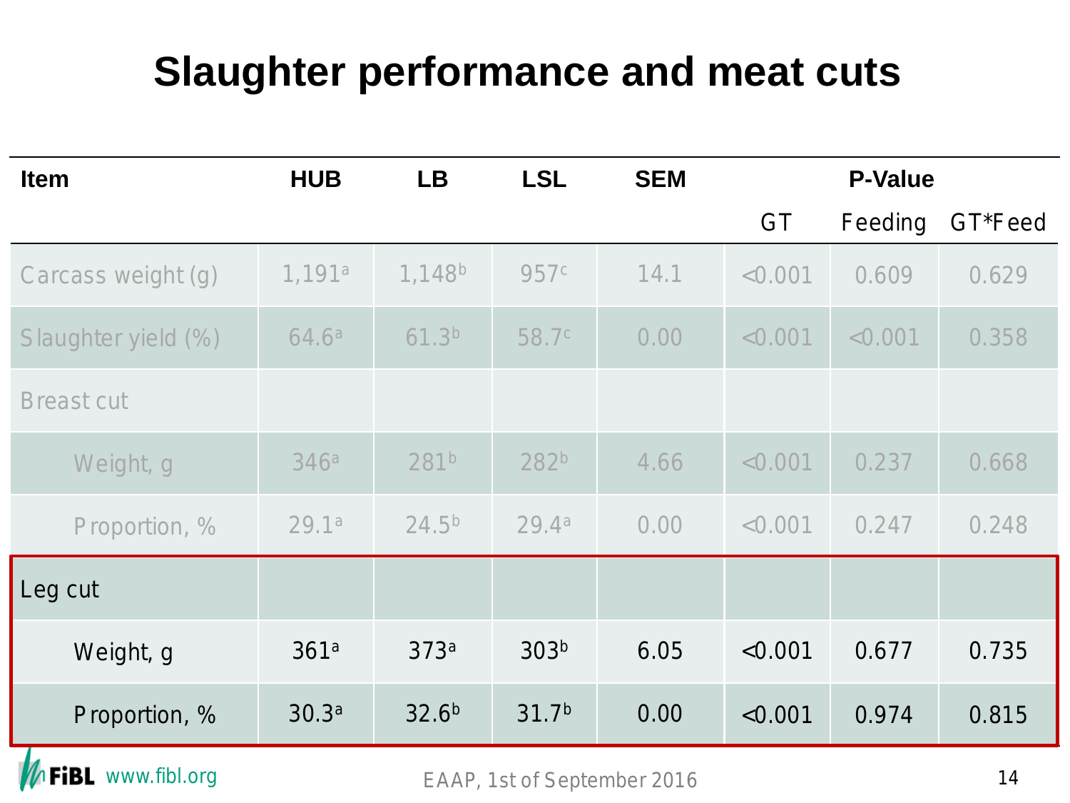# Slaughter performance and meat cuts

| Item | HUB | LB | LSL | SEM | P-Value | | |
|---|---|---|---|---|---|---|---|
| | | | | | GT | Feeding | GT*Feed |
| Carcass weight (g) | 1,191[a] | 1,148[b] | 957[c] | 14.1 | <0.001 | 0.609 | 0.629 |
| Slaughter yield (%) | 64.6[a] | 61.3[b] | 58.7[c] | 0.00 | <0.001 | <0.001 | 0.358 |
| Breast cut | | | | | | | |
| Weight, g | 346[a] | 281[b] | 282[b] | 4.66 | <0.001 | 0.237 | 0.668 |
| Proportion, % | 29.1[a] | 24.5[b] | 29.4[a] | 0.00 | <0.001 | 0.247 | 0.248 |
| Leg cut | | | | | | | |
| Weight, g | 361[a] | 373[a] | 303[b] | 6.05 | <0.001 | 0.677 | 0.735 |
| Proportion, % | 30.3[a] | 32.6[b] | 31.7[b] | 0.00 | <0.001 | 0.974 | 0.815 |

FiBL www.fibl.org

EAAP, 1st of September 2016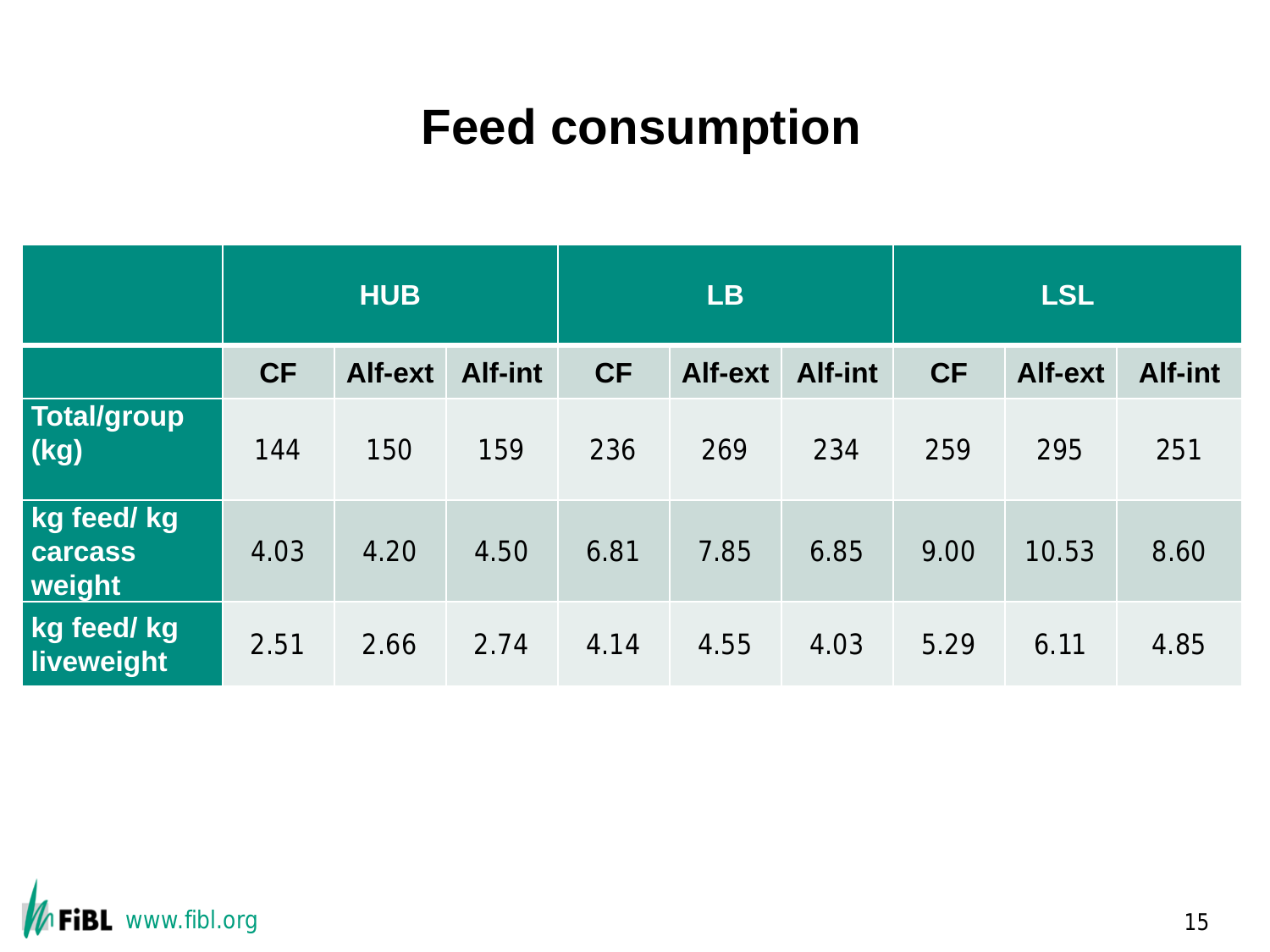# Feed consumption

| | HUB | | | LB | | | LSL | | |
|---|---|---|---|---|---|---|---|---|---|
| | CF | Alf-ext | Alf-int | CF | Alf-ext | Alf-int | CF | Alf-ext | Alf-int |
| Total/group (kg) | 144 | 150 | 159 | 236 | 269 | 234 | 259 | 295 | 251 |
| kg feed/ kg carcass weight | 4.03 | 4.20 | 4.50 | 6.81 | 7.85 | 6.85 | 9.00 | 10.53 | 8.60 |
| kg feed/ kg liveweight | 2.51 | 2.66 | 2.74 | 4.14 | 4.55 | 4.03 | 5.29 | 6.11 | 4.85 |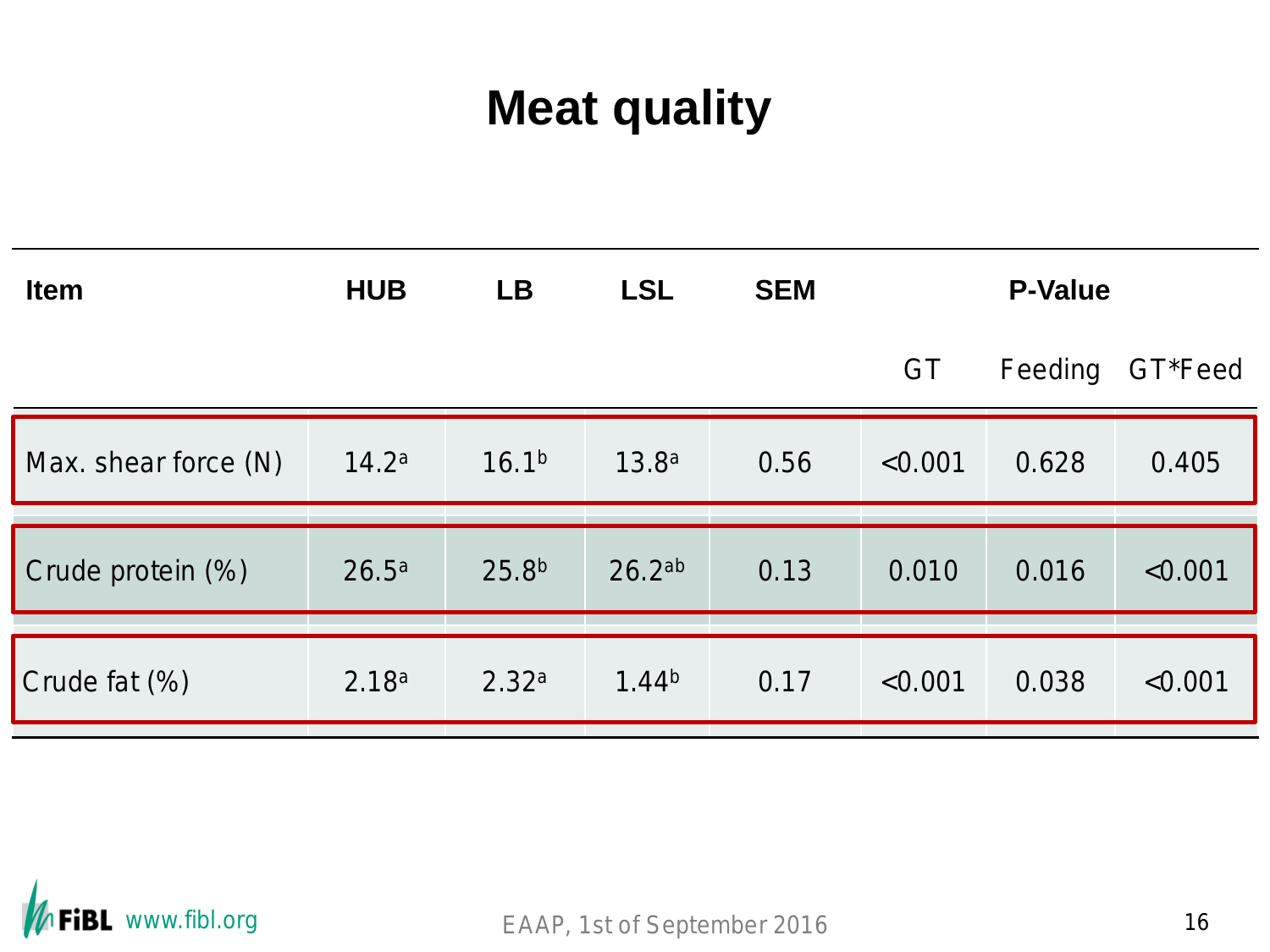# Meat quality

| Item | HUB | LB | LSL | SEM | P-Value | | |
|---|---|---|---|---|---|---|---|
| | | | | | GT | Feeding | GT*Feed |
| Max. shear force (N) | 14.2[a] | 16.1[b] | 13.8[a] | 0.56 | <0.001 | 0.628 | 0.405 |
| Crude protein (%) | 26.5[a] | 25.8[b] | 26.2[ab] | 0.13 | 0.010 | 0.016 | <0.001 |
| Crude fat (%) | 2.18[a] | 2.32[a] | 1.44[b] | 0.17 | <0.001 | 0.038 | <0.001 |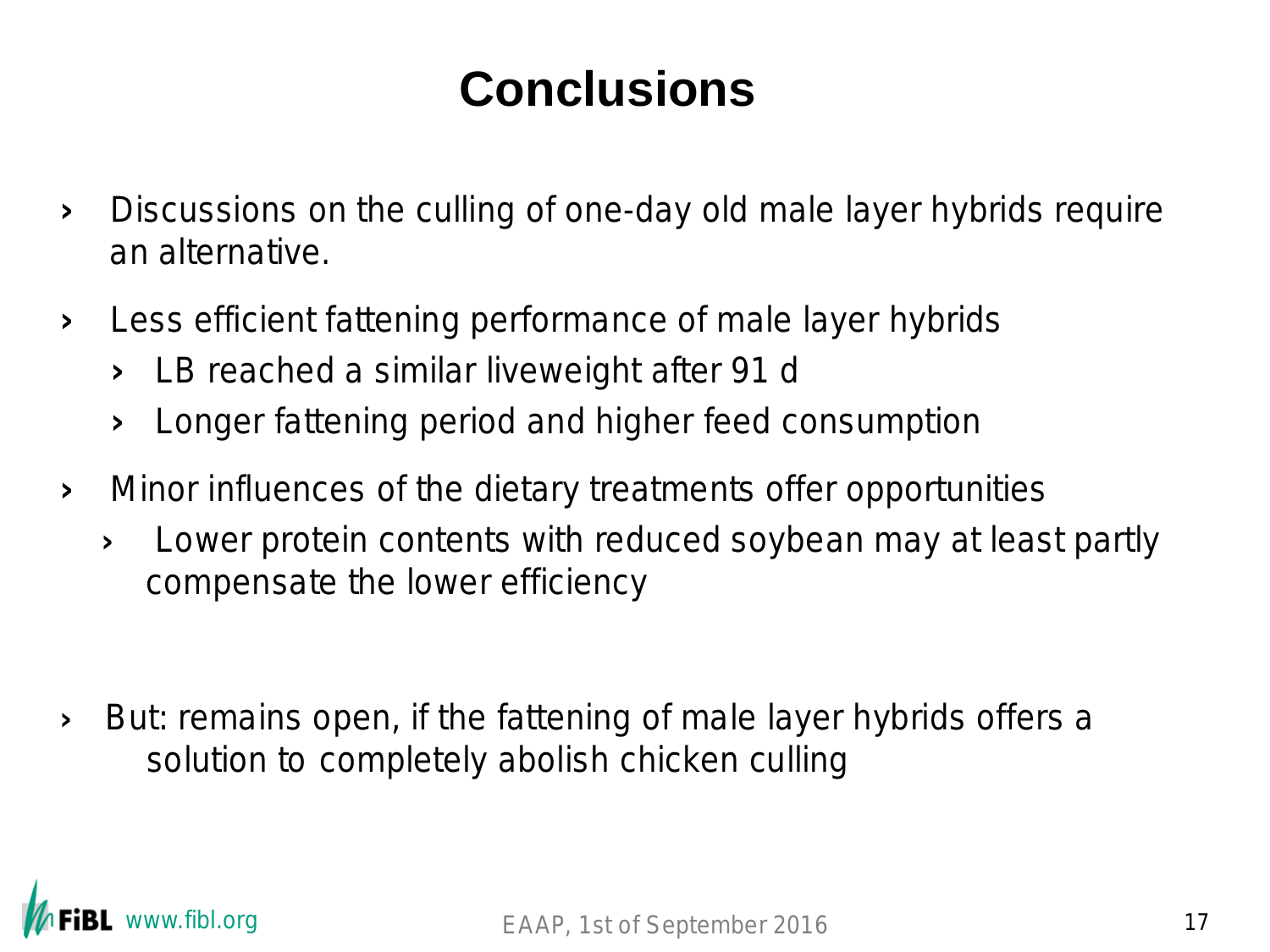# Conclusions

- Discussions on the culling of one-day old male layer hybrids require an alternative.
- Less efficient fattening performance of male layer hybrids
  - LB reached a similar liveweight after 91 d
  - Longer fattening period and higher feed consumption
- Minor influences of the dietary treatments offer opportunities
  - Lower protein contents with reduced soybean may at least partly compensate the lower efficiency

- But: remains open, if the fattening of male layer hybrids offers a solution to completely abolish chicken culling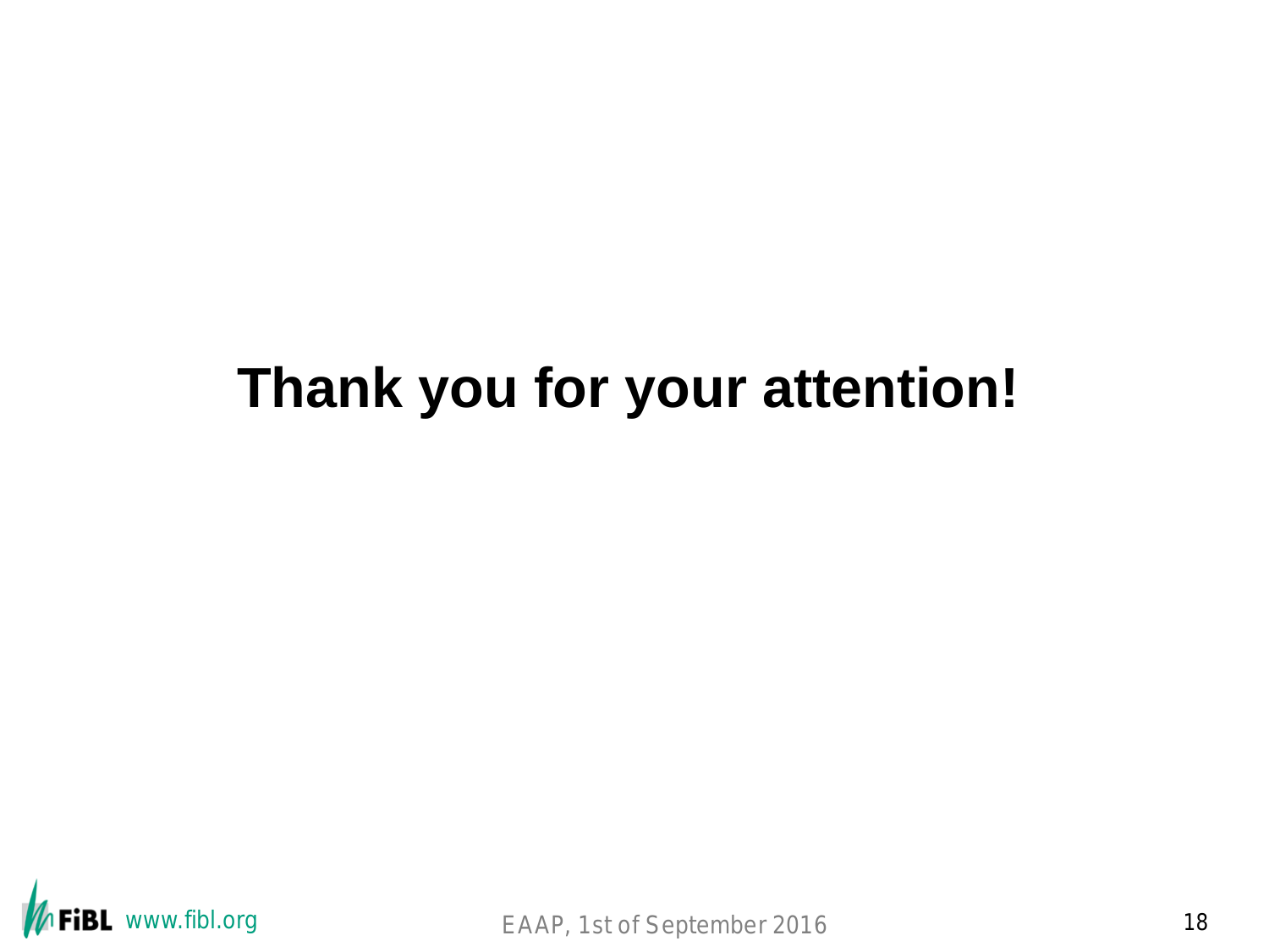# Thank you for your attention!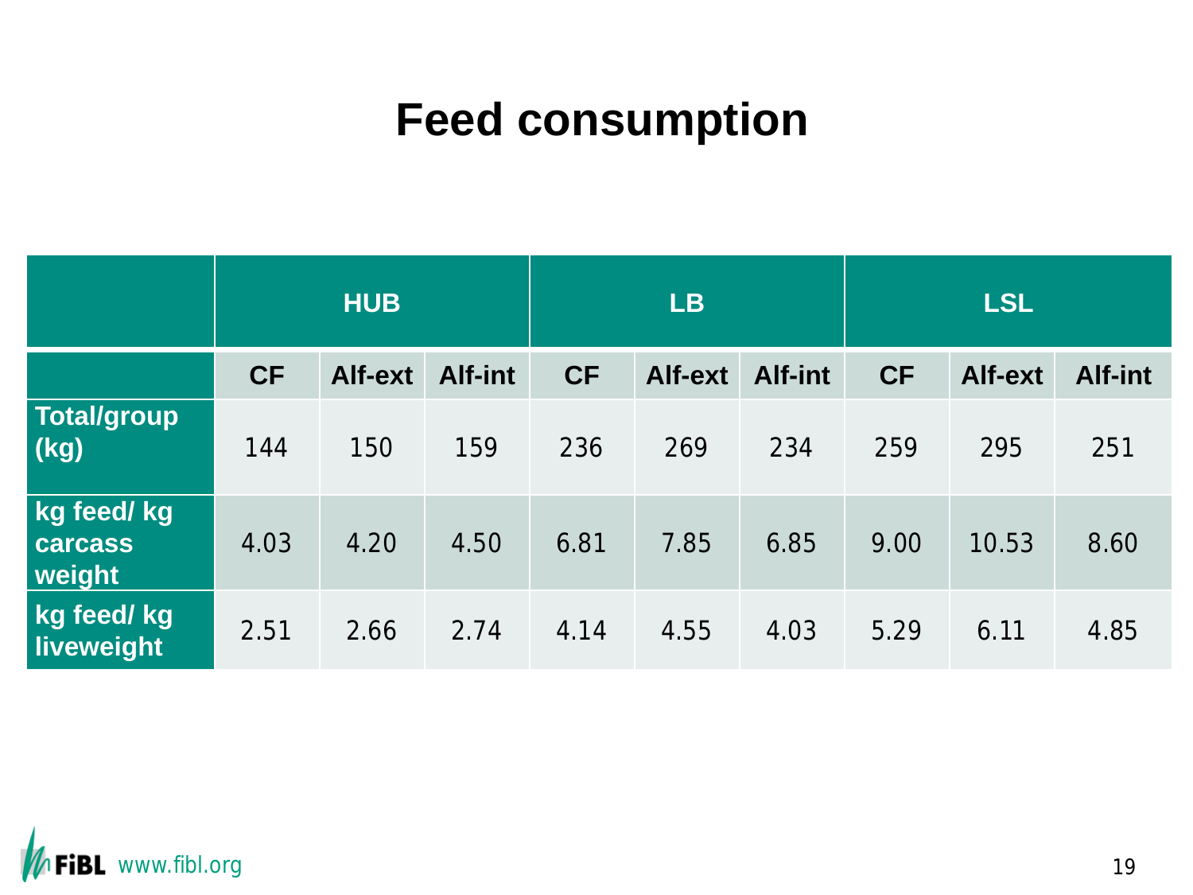# Feed consumption

| | HUB | | | LB | | | LSL | | |
|---|---|---|---|---|---|---|---|---|---|
| | CF | Alf-ext | Alf-int | CF | Alf-ext | Alf-int | CF | Alf-ext | Alf-int |
| Total/group (kg) | 144 | 150 | 159 | 236 | 269 | 234 | 259 | 295 | 251 |
| kg feed/ kg carcass weight | 4.03 | 4.20 | 4.50 | 6.81 | 7.85 | 6.85 | 9.00 | 10.53 | 8.60 |
| kg feed/ kg liveweight | 2.51 | 2.66 | 2.74 | 4.14 | 4.55 | 4.03 | 5.29 | 6.11 | 4.85 |

FiBL www.fibl.org